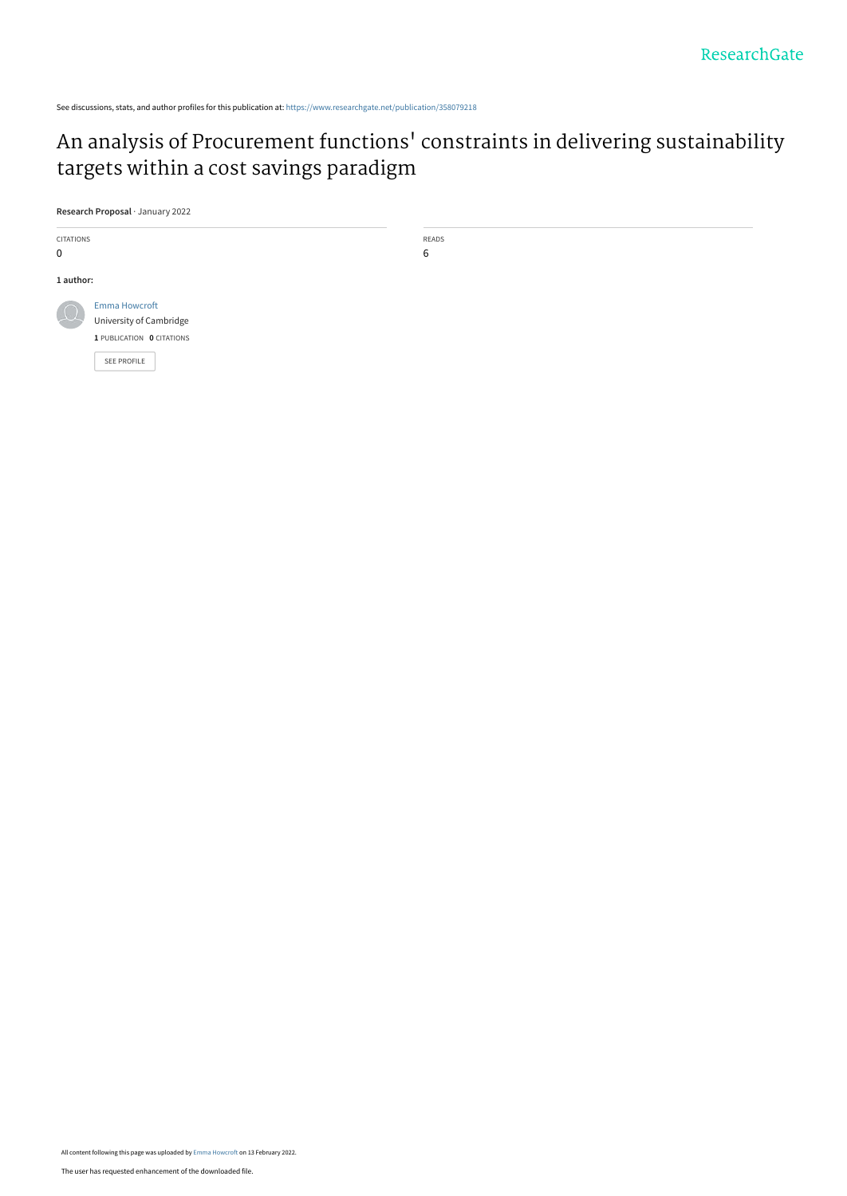See discussions, stats, and author profiles for this publication at: https://www.researchgate.net/publication/358079218

# An analysis of Procurement functions' constraints in delivering sustainability targets within a cost savings paradigm

**Research Proposal** · January 2022

CITATIONS
0

READS
6

**1 author:**

Emma Howcroft
University of Cambridge
**1** PUBLICATION **0** CITATIONS

SEE PROFILE

All content following this page was uploaded by Emma Howcroft on 13 February 2022.

The user has requested enhancement of the downloaded file.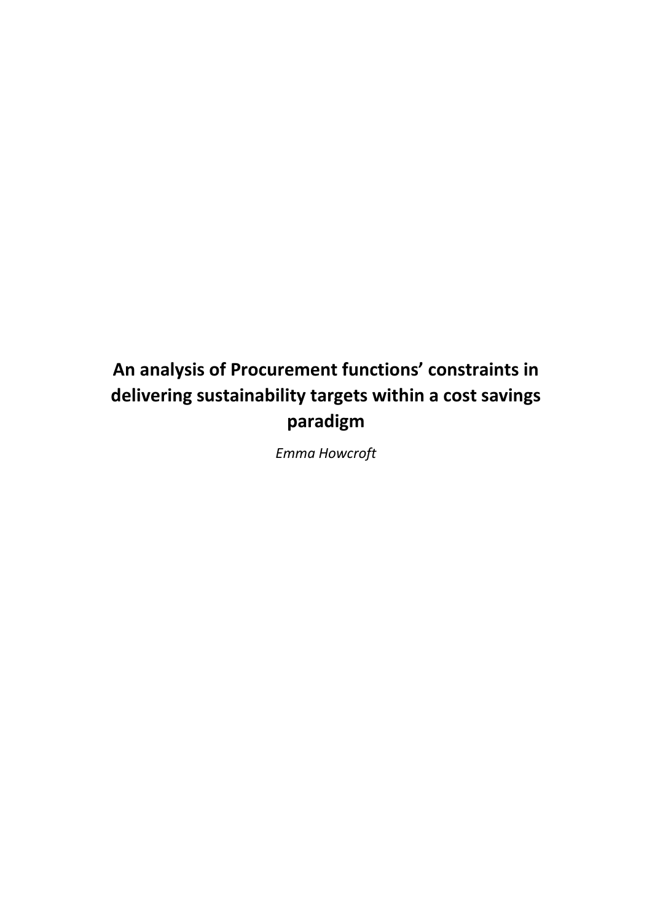# An analysis of Procurement functions' constraints in delivering sustainability targets within a cost savings paradigm

*Emma Howcroft*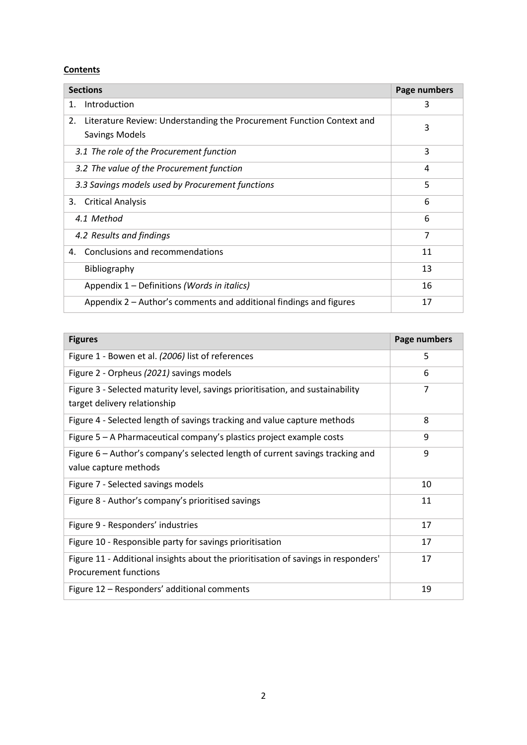**Contents**

| Sections | Page numbers |
|---|---|
| 1. Introduction | 3 |
| 2. Literature Review: Understanding the Procurement Function Context and Savings Models | 3 |
| *3.1 The role of the Procurement function* | 3 |
| *3.2 The value of the Procurement function* | 4 |
| *3.3 Savings models used by Procurement functions* | 5 |
| 3. Critical Analysis | 6 |
| *4.1 Method* | 6 |
| *4.2 Results and findings* | 7 |
| 4. Conclusions and recommendations | 11 |
| Bibliography | 13 |
| Appendix 1 – Definitions *(Words in italics)* | 16 |
| Appendix 2 – Author's comments and additional findings and figures | 17 |

| Figures | Page numbers |
|---|---|
| Figure 1 - Bowen et al. *(2006)* list of references | 5 |
| Figure 2 - Orpheus *(2021)* savings models | 6 |
| Figure 3 - Selected maturity level, savings prioritisation, and sustainability target delivery relationship | 7 |
| Figure 4 - Selected length of savings tracking and value capture methods | 8 |
| Figure 5 – A Pharmaceutical company's plastics project example costs | 9 |
| Figure 6 – Author's company's selected length of current savings tracking and value capture methods | 9 |
| Figure 7 - Selected savings models | 10 |
| Figure 8 - Author's company's prioritised savings | 11 |
| Figure 9 - Responders' industries | 17 |
| Figure 10 - Responsible party for savings prioritisation | 17 |
| Figure 11 - Additional insights about the prioritisation of savings in responders' Procurement functions | 17 |
| Figure 12 – Responders' additional comments | 19 |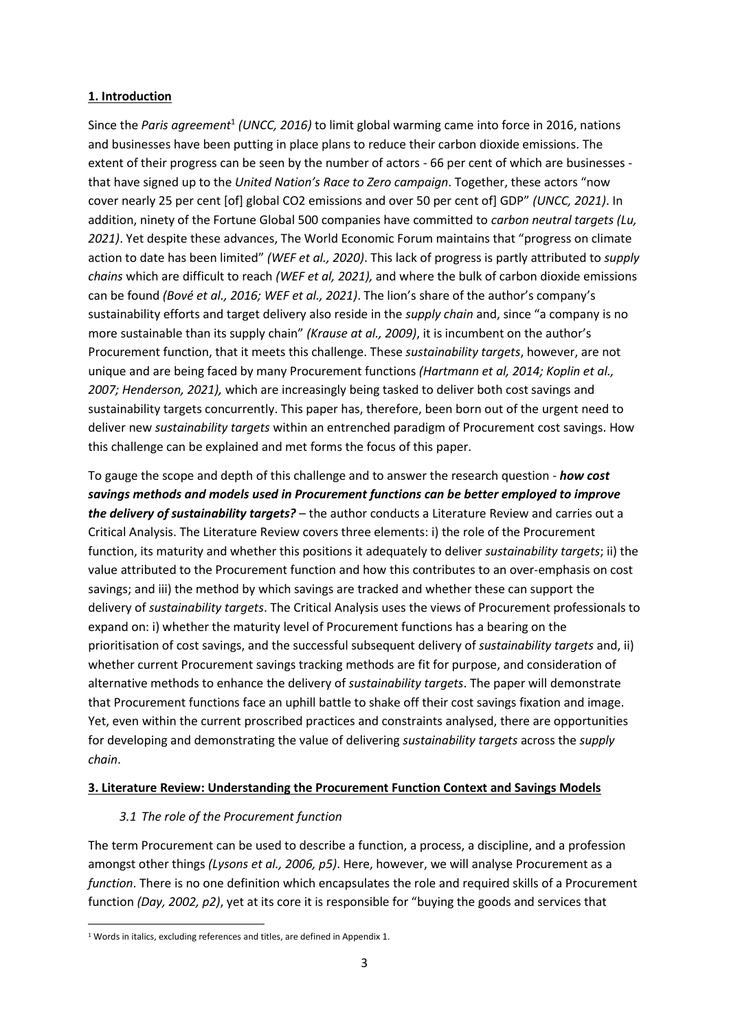## 1. Introduction

Since the *Paris agreement*[1] *(UNCC, 2016)* to limit global warming came into force in 2016, nations and businesses have been putting in place plans to reduce their carbon dioxide emissions. The extent of their progress can be seen by the number of actors - 66 per cent of which are businesses - that have signed up to the *United Nation's Race to Zero campaign*. Together, these actors "now cover nearly 25 per cent [of] global CO2 emissions and over 50 per cent of] GDP" *(UNCC, 2021)*. In addition, ninety of the Fortune Global 500 companies have committed to *carbon neutral targets (Lu, 2021)*. Yet despite these advances, The World Economic Forum maintains that "progress on climate action to date has been limited" *(WEF et al., 2020)*. This lack of progress is partly attributed to *supply chains* which are difficult to reach *(WEF et al, 2021),* and where the bulk of carbon dioxide emissions can be found *(Bové et al., 2016; WEF et al., 2021)*. The lion's share of the author's company's sustainability efforts and target delivery also reside in the *supply chain* and, since "a company is no more sustainable than its supply chain" *(Krause at al., 2009)*, it is incumbent on the author's Procurement function, that it meets this challenge. These *sustainability targets*, however, are not unique and are being faced by many Procurement functions *(Hartmann et al, 2014; Koplin et al., 2007; Henderson, 2021),* which are increasingly being tasked to deliver both cost savings and sustainability targets concurrently. This paper has, therefore, been born out of the urgent need to deliver new *sustainability targets* within an entrenched paradigm of Procurement cost savings. How this challenge can be explained and met forms the focus of this paper.

To gauge the scope and depth of this challenge and to answer the research question - ***how cost savings methods and models used in Procurement functions can be better employed to improve the delivery of sustainability targets?*** – the author conducts a Literature Review and carries out a Critical Analysis. The Literature Review covers three elements: i) the role of the Procurement function, its maturity and whether this positions it adequately to deliver *sustainability targets*; ii) the value attributed to the Procurement function and how this contributes to an over-emphasis on cost savings; and iii) the method by which savings are tracked and whether these can support the delivery of *sustainability targets*. The Critical Analysis uses the views of Procurement professionals to expand on: i) whether the maturity level of Procurement functions has a bearing on the prioritisation of cost savings, and the successful subsequent delivery of *sustainability targets* and, ii) whether current Procurement savings tracking methods are fit for purpose, and consideration of alternative methods to enhance the delivery of *sustainability targets*. The paper will demonstrate that Procurement functions face an uphill battle to shake off their cost savings fixation and image. Yet, even within the current proscribed practices and constraints analysed, there are opportunities for developing and demonstrating the value of delivering *sustainability targets* across the *supply chain*.

## 3. Literature Review: Understanding the Procurement Function Context and Savings Models

### *3.1 The role of the Procurement function*

The term Procurement can be used to describe a function, a process, a discipline, and a profession amongst other things *(Lysons et al., 2006, p5)*. Here, however, we will analyse Procurement as a *function*. There is no one definition which encapsulates the role and required skills of a Procurement function *(Day, 2002, p2)*, yet at its core it is responsible for "buying the goods and services that

[1] Words in italics, excluding references and titles, are defined in Appendix 1.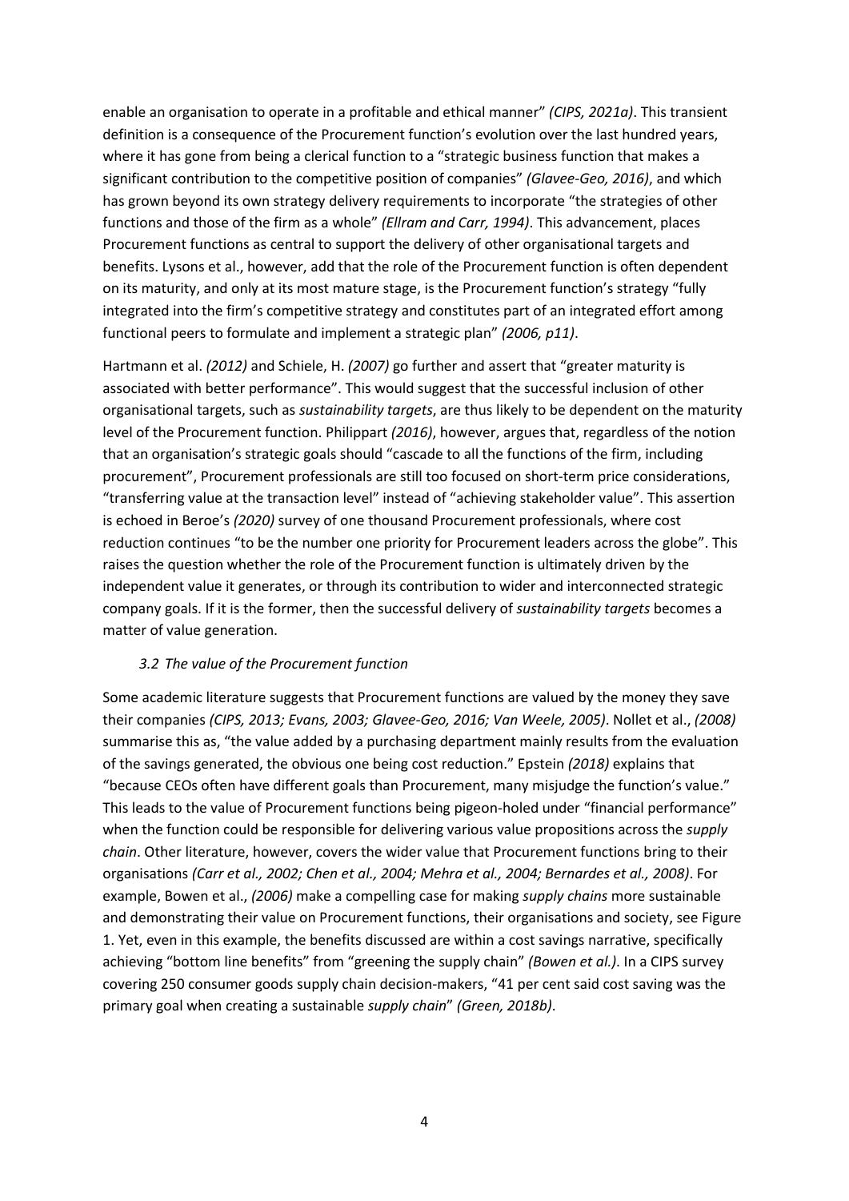enable an organisation to operate in a profitable and ethical manner" *(CIPS, 2021a)*. This transient definition is a consequence of the Procurement function's evolution over the last hundred years, where it has gone from being a clerical function to a "strategic business function that makes a significant contribution to the competitive position of companies" *(Glavee-Geo, 2016)*, and which has grown beyond its own strategy delivery requirements to incorporate "the strategies of other functions and those of the firm as a whole" *(Ellram and Carr, 1994)*. This advancement, places Procurement functions as central to support the delivery of other organisational targets and benefits. Lysons et al., however, add that the role of the Procurement function is often dependent on its maturity, and only at its most mature stage, is the Procurement function's strategy "fully integrated into the firm's competitive strategy and constitutes part of an integrated effort among functional peers to formulate and implement a strategic plan" *(2006, p11)*.

Hartmann et al. *(2012)* and Schiele, H. *(2007)* go further and assert that "greater maturity is associated with better performance". This would suggest that the successful inclusion of other organisational targets, such as *sustainability targets*, are thus likely to be dependent on the maturity level of the Procurement function. Philippart *(2016)*, however, argues that, regardless of the notion that an organisation's strategic goals should "cascade to all the functions of the firm, including procurement", Procurement professionals are still too focused on short-term price considerations, "transferring value at the transaction level" instead of "achieving stakeholder value". This assertion is echoed in Beroe's *(2020)* survey of one thousand Procurement professionals, where cost reduction continues "to be the number one priority for Procurement leaders across the globe". This raises the question whether the role of the Procurement function is ultimately driven by the independent value it generates, or through its contribution to wider and interconnected strategic company goals. If it is the former, then the successful delivery of *sustainability targets* becomes a matter of value generation.

### *3.2 The value of the Procurement function*

Some academic literature suggests that Procurement functions are valued by the money they save their companies *(CIPS, 2013; Evans, 2003; Glavee-Geo, 2016; Van Weele, 2005)*. Nollet et al., *(2008)* summarise this as, "the value added by a purchasing department mainly results from the evaluation of the savings generated, the obvious one being cost reduction." Epstein *(2018)* explains that "because CEOs often have different goals than Procurement, many misjudge the function's value." This leads to the value of Procurement functions being pigeon-holed under "financial performance" when the function could be responsible for delivering various value propositions across the *supply chain*. Other literature, however, covers the wider value that Procurement functions bring to their organisations *(Carr et al., 2002; Chen et al., 2004; Mehra et al., 2004; Bernardes et al., 2008)*. For example, Bowen et al., *(2006)* make a compelling case for making *supply chains* more sustainable and demonstrating their value on Procurement functions, their organisations and society, see Figure 1. Yet, even in this example, the benefits discussed are within a cost savings narrative, specifically achieving "bottom line benefits" from "greening the supply chain" *(Bowen et al.)*. In a CIPS survey covering 250 consumer goods supply chain decision-makers, "41 per cent said cost saving was the primary goal when creating a sustainable *supply chain*" *(Green, 2018b)*.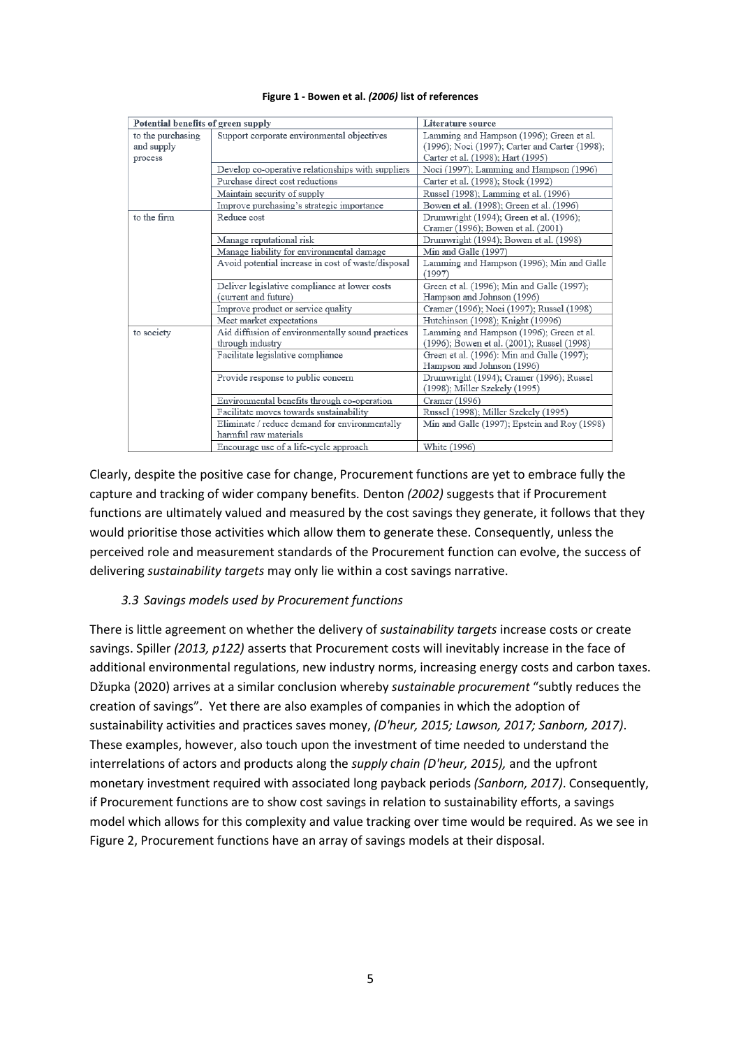**Figure 1 - Bowen et al. *(2006)* list of references**

| Potential benefits of green supply | | Literature source |
|---|---|---|
| to the purchasing and supply process | Support corporate environmental objectives | Lamming and Hampson (1996); Green et al. (1996); Noci (1997); Carter and Carter (1998); Carter et al. (1998); Hart (1995) |
| | Develop co-operative relationships with suppliers | Noci (1997); Lamming and Hampson (1996) |
| | Purchase direct cost reductions | Carter et al. (1998); Stock (1992) |
| | Maintain security of supply | Russel (1998); Lamming et al. (1996) |
| | Improve purchasing's strategic importance | Bowen et al. (1998); Green et al. (1996) |
| to the firm | Reduce cost | Drumwright (1994); Green et al. (1996); Cramer (1996); Bowen et al. (2001) |
| | Manage reputational risk | Drumwright (1994); Bowen et al. (1998) |
| | Manage liability for environmental damage | Min and Galle (1997) |
| | Avoid potential increase in cost of waste/disposal | Lamming and Hampson (1996); Min and Galle (1997) |
| | Deliver legislative compliance at lower costs (current and future) | Green et al. (1996); Min and Galle (1997); Hampson and Johnson (1996) |
| | Improve product or service quality | Cramer (1996); Noci (1997); Russel (1998) |
| | Meet market expectations | Hutchinson (1998); Knight (19996) |
| to society | Aid diffusion of environmentally sound practices through industry | Lamming and Hampson (1996); Green et al. (1996); Bowen et al. (2001); Russel (1998) |
| | Facilitate legislative compliance | Green et al. (1996): Min and Galle (1997); Hampson and Johnson (1996) |
| | Provide response to public concern | Drumwright (1994); Cramer (1996); Russel (1998); Miller Szekely (1995) |
| | Environmental benefits through co-operation | Cramer (1996) |
| | Facilitate moves towards sustainability | Russel (1998); Miller Szekely (1995) |
| | Eliminate / reduce demand for environmentally harmful raw materials | Min and Galle (1997); Epstein and Roy (1998) |
| | Encourage use of a life-cycle approach | White (1996) |

Clearly, despite the positive case for change, Procurement functions are yet to embrace fully the capture and tracking of wider company benefits. Denton *(2002)* suggests that if Procurement functions are ultimately valued and measured by the cost savings they generate, it follows that they would prioritise those activities which allow them to generate these. Consequently, unless the perceived role and measurement standards of the Procurement function can evolve, the success of delivering *sustainability targets* may only lie within a cost savings narrative.

### *3.3 Savings models used by Procurement functions*

There is little agreement on whether the delivery of *sustainability targets* increase costs or create savings. Spiller *(2013, p122)* asserts that Procurement costs will inevitably increase in the face of additional environmental regulations, new industry norms, increasing energy costs and carbon taxes. Džupka (2020) arrives at a similar conclusion whereby *sustainable procurement* "subtly reduces the creation of savings". Yet there are also examples of companies in which the adoption of sustainability activities and practices saves money, *(D'heur, 2015; Lawson, 2017; Sanborn, 2017)*. These examples, however, also touch upon the investment of time needed to understand the interrelations of actors and products along the *supply chain (D'heur, 2015),* and the upfront monetary investment required with associated long payback periods *(Sanborn, 2017)*. Consequently, if Procurement functions are to show cost savings in relation to sustainability efforts, a savings model which allows for this complexity and value tracking over time would be required. As we see in Figure 2, Procurement functions have an array of savings models at their disposal.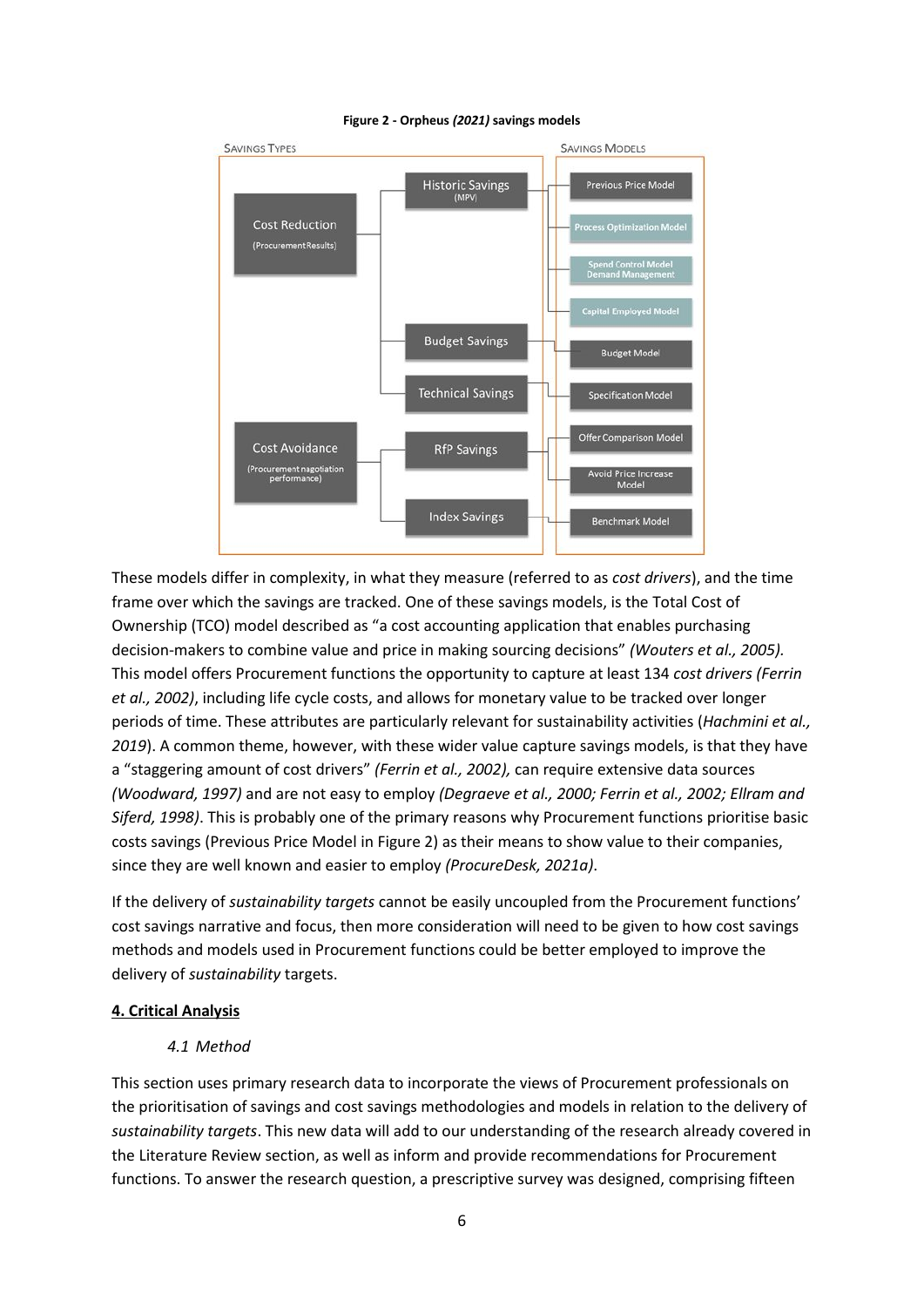**Figure 2 - Orpheus *(2021)* savings models**

These models differ in complexity, in what they measure (referred to as *cost drivers*), and the time frame over which the savings are tracked. One of these savings models, is the Total Cost of Ownership (TCO) model described as "a cost accounting application that enables purchasing decision-makers to combine value and price in making sourcing decisions" *(Wouters et al., 2005).* This model offers Procurement functions the opportunity to capture at least 134 *cost drivers (Ferrin et al., 2002)*, including life cycle costs, and allows for monetary value to be tracked over longer periods of time. These attributes are particularly relevant for sustainability activities (*Hachmini et al., 2019*). A common theme, however, with these wider value capture savings models, is that they have a "staggering amount of cost drivers" *(Ferrin et al., 2002),* can require extensive data sources *(Woodward, 1997)* and are not easy to employ *(Degraeve et al., 2000; Ferrin et al., 2002; Ellram and Siferd, 1998)*. This is probably one of the primary reasons why Procurement functions prioritise basic costs savings (Previous Price Model in Figure 2) as their means to show value to their companies, since they are well known and easier to employ *(ProcureDesk, 2021a)*.

If the delivery of *sustainability targets* cannot be easily uncoupled from the Procurement functions' cost savings narrative and focus, then more consideration will need to be given to how cost savings methods and models used in Procurement functions could be better employed to improve the delivery of *sustainability* targets.

## 4. Critical Analysis

### *4.1 Method*

This section uses primary research data to incorporate the views of Procurement professionals on the prioritisation of savings and cost savings methodologies and models in relation to the delivery of *sustainability targets*. This new data will add to our understanding of the research already covered in the Literature Review section, as well as inform and provide recommendations for Procurement functions. To answer the research question, a prescriptive survey was designed, comprising fifteen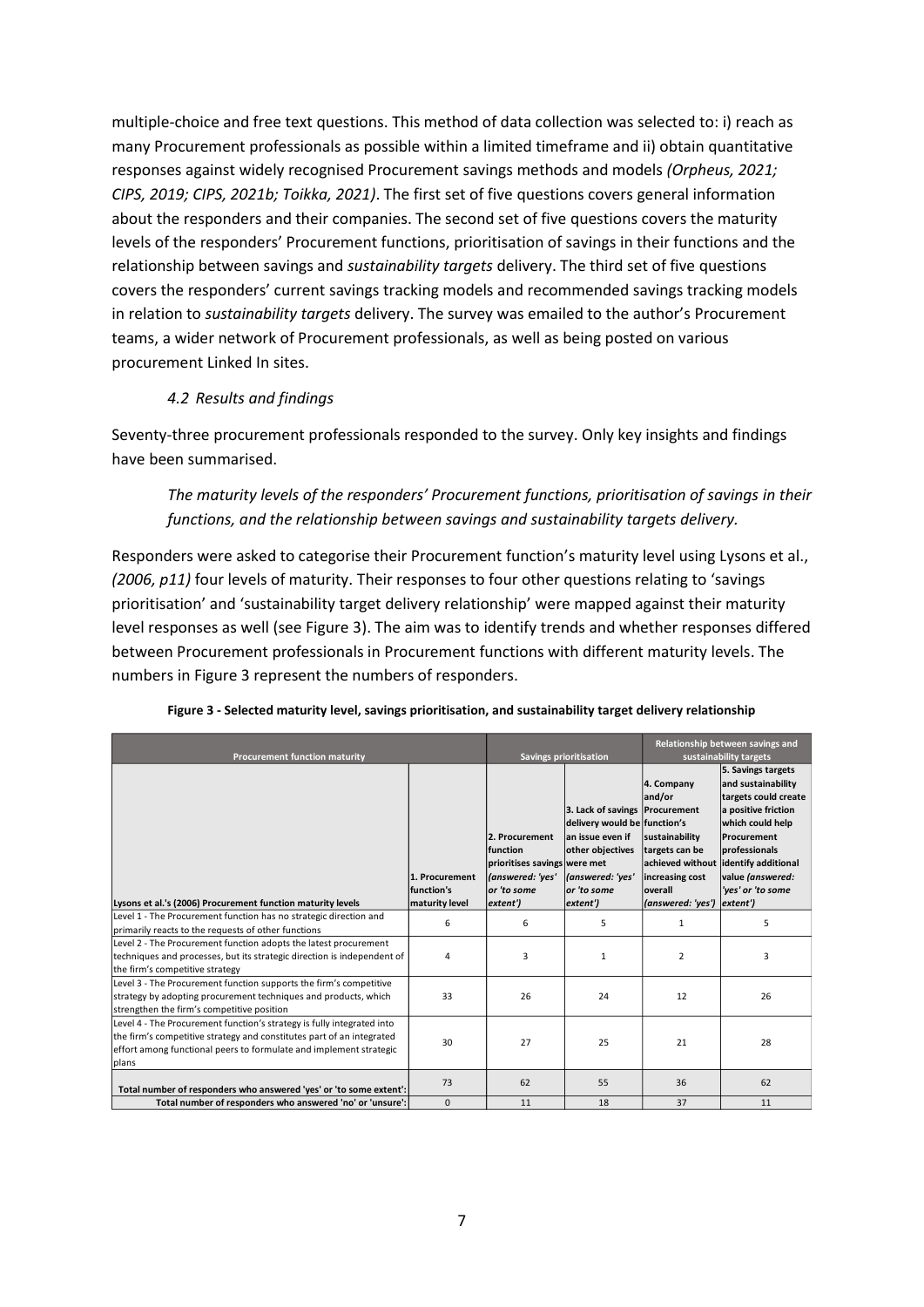multiple-choice and free text questions. This method of data collection was selected to: i) reach as many Procurement professionals as possible within a limited timeframe and ii) obtain quantitative responses against widely recognised Procurement savings methods and models *(Orpheus, 2021; CIPS, 2019; CIPS, 2021b; Toikka, 2021)*. The first set of five questions covers general information about the responders and their companies. The second set of five questions covers the maturity levels of the responders' Procurement functions, prioritisation of savings in their functions and the relationship between savings and *sustainability targets* delivery. The third set of five questions covers the responders' current savings tracking models and recommended savings tracking models in relation to *sustainability targets* delivery. The survey was emailed to the author's Procurement teams, a wider network of Procurement professionals, as well as being posted on various procurement Linked In sites.

### *4.2 Results and findings*

Seventy-three procurement professionals responded to the survey. Only key insights and findings have been summarised.

*The maturity levels of the responders' Procurement functions, prioritisation of savings in their functions, and the relationship between savings and sustainability targets delivery.*

Responders were asked to categorise their Procurement function's maturity level using Lysons et al., *(2006, p11)* four levels of maturity. Their responses to four other questions relating to 'savings prioritisation' and 'sustainability target delivery relationship' were mapped against their maturity level responses as well (see Figure 3). The aim was to identify trends and whether responses differed between Procurement professionals in Procurement functions with different maturity levels. The numbers in Figure 3 represent the numbers of responders.

**Figure 3 - Selected maturity level, savings prioritisation, and sustainability target delivery relationship**

| Procurement function maturity | | Savings prioritisation | | Relationship between savings and sustainability targets | |
|---|---|---|---|---|---|
| Lysons et al.'s (2006) Procurement function maturity levels | 1. Procurement function's maturity level | 2. Procurement function prioritises savings (answered: 'yes' or 'to some extent') | 3. Lack of savings delivery would be an issue even if other objectives were met (answered: 'yes' or 'to some extent') | 4. Company and/or Procurement function's sustainability targets can be achieved without increasing cost overall (answered: 'yes') | 5. Savings targets and sustainability targets could create a positive friction which could help Procurement professionals identify additional value (answered: 'yes' or 'to some extent') |
| Level 1 - The Procurement function has no strategic direction and primarily reacts to the requests of other functions | 6 | 6 | 5 | 1 | 5 |
| Level 2 - The Procurement function adopts the latest procurement techniques and processes, but its strategic direction is independent of the firm's competitive strategy | 4 | 3 | 1 | 2 | 3 |
| Level 3 - The Procurement function supports the firm's competitive strategy by adopting procurement techniques and products, which strengthen the firm's competitive position | 33 | 26 | 24 | 12 | 26 |
| Level 4 - The Procurement function's strategy is fully integrated into the firm's competitive strategy and constitutes part of an integrated effort among functional peers to formulate and implement strategic plans | 30 | 27 | 25 | 21 | 28 |
| Total number of responders who answered 'yes' or 'to some extent': | 73 | 62 | 55 | 36 | 62 |
| Total number of responders who answered 'no' or 'unsure': | 0 | 11 | 18 | 37 | 11 |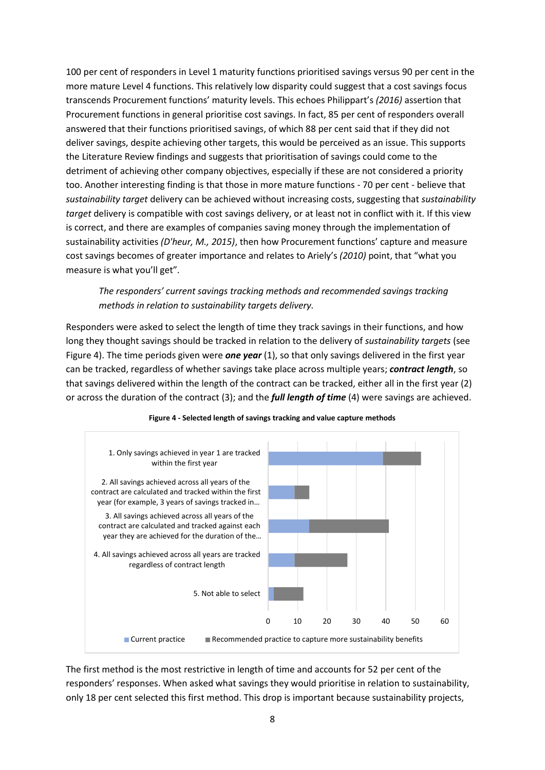100 per cent of responders in Level 1 maturity functions prioritised savings versus 90 per cent in the more mature Level 4 functions. This relatively low disparity could suggest that a cost savings focus transcends Procurement functions' maturity levels. This echoes Philippart's *(2016)* assertion that Procurement functions in general prioritise cost savings. In fact, 85 per cent of responders overall answered that their functions prioritised savings, of which 88 per cent said that if they did not deliver savings, despite achieving other targets, this would be perceived as an issue. This supports the Literature Review findings and suggests that prioritisation of savings could come to the detriment of achieving other company objectives, especially if these are not considered a priority too. Another interesting finding is that those in more mature functions - 70 per cent - believe that *sustainability target* delivery can be achieved without increasing costs, suggesting that *sustainability target* delivery is compatible with cost savings delivery, or at least not in conflict with it. If this view is correct, and there are examples of companies saving money through the implementation of sustainability activities *(D'heur, M., 2015)*, then how Procurement functions' capture and measure cost savings becomes of greater importance and relates to Ariely's *(2010)* point, that "what you measure is what you'll get".

*The responders' current savings tracking methods and recommended savings tracking methods in relation to sustainability targets delivery.*

Responders were asked to select the length of time they track savings in their functions, and how long they thought savings should be tracked in relation to the delivery of *sustainability targets* (see Figure 4). The time periods given were ***one year*** (1), so that only savings delivered in the first year can be tracked, regardless of whether savings take place across multiple years; ***contract length***, so that savings delivered within the length of the contract can be tracked, either all in the first year (2) or across the duration of the contract (3); and the ***full length of time*** (4) were savings are achieved.

**Figure 4 - Selected length of savings tracking and value capture methods**

| | Current practice | Recommended practice to capture more sustainability benefits |
|---|---|---|
| 1. Only savings achieved in year 1 are tracked within the first year | | |
| 2. All savings achieved across all years of the contract are calculated and tracked within the first year (for example, 3 years of savings tracked in… | | |
| 3. All savings achieved across all years of the contract are calculated and tracked against each year they are achieved for the duration of the… | | |
| 4. All savings achieved across all years are tracked regardless of contract length | | |
| 5. Not able to select | | |

The first method is the most restrictive in length of time and accounts for 52 per cent of the responders' responses. When asked what savings they would prioritise in relation to sustainability, only 18 per cent selected this first method. This drop is important because sustainability projects,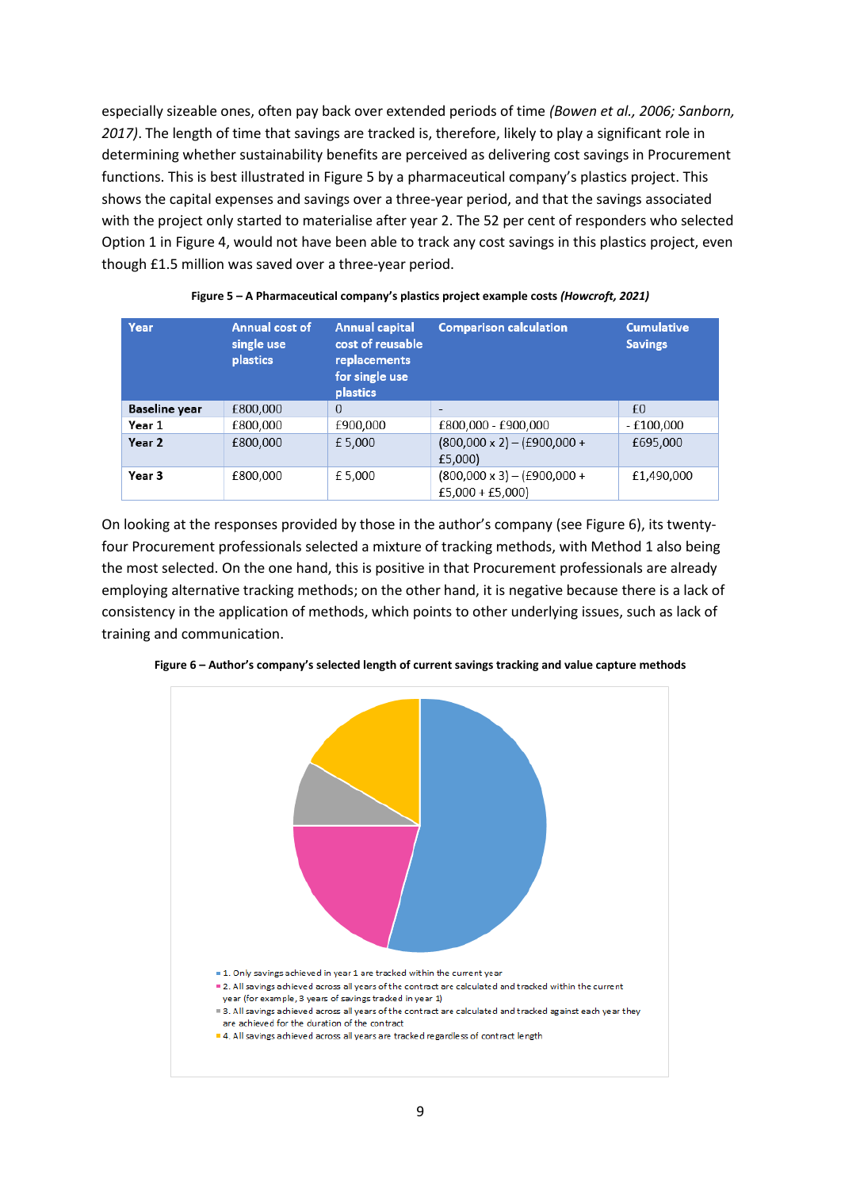especially sizeable ones, often pay back over extended periods of time *(Bowen et al., 2006; Sanborn, 2017)*. The length of time that savings are tracked is, therefore, likely to play a significant role in determining whether sustainability benefits are perceived as delivering cost savings in Procurement functions. This is best illustrated in Figure 5 by a pharmaceutical company's plastics project. This shows the capital expenses and savings over a three-year period, and that the savings associated with the project only started to materialise after year 2. The 52 per cent of responders who selected Option 1 in Figure 4, would not have been able to track any cost savings in this plastics project, even though £1.5 million was saved over a three-year period.

**Figure 5 – A Pharmaceutical company's plastics project example costs *(Howcroft, 2021)***

| Year | Annual cost of single use plastics | Annual capital cost of reusable replacements for single use plastics | Comparison calculation | Cumulative Savings |
|---|---|---|---|---|
| **Baseline year** | £800,000 | 0 | - | £0 |
| **Year 1** | £800,000 | £900,000 | £800,000 - £900,000 | - £100,000 |
| **Year 2** | £800,000 | £ 5,000 | (800,000 x 2) – (£900,000 + £5,000) | £695,000 |
| **Year 3** | £800,000 | £ 5,000 | (800,000 x 3) – (£900,000 + £5,000 + £5,000) | £1,490,000 |

On looking at the responses provided by those in the author's company (see Figure 6), its twenty-four Procurement professionals selected a mixture of tracking methods, with Method 1 also being the most selected. On the one hand, this is positive in that Procurement professionals are already employing alternative tracking methods; on the other hand, it is negative because there is a lack of consistency in the application of methods, which points to other underlying issues, such as lack of training and communication.

**Figure 6 – Author's company's selected length of current savings tracking and value capture methods**

- 1. Only savings achieved in year 1 are tracked within the current year
- 2. All savings achieved across all years of the contract are calculated and tracked within the current year (for example, 3 years of savings tracked in year 1)
- 3. All savings achieved across all years of the contract are calculated and tracked against each year they are achieved for the duration of the contract
- 4. All savings achieved across all years are tracked regardless of contract length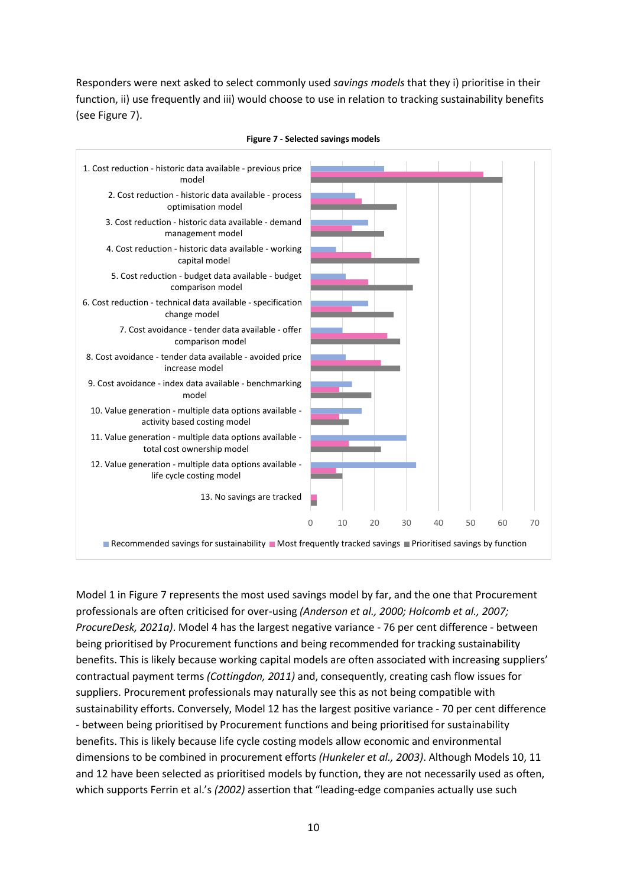Responders were next asked to select commonly used *savings models* that they i) prioritise in their function, ii) use frequently and iii) would choose to use in relation to tracking sustainability benefits (see Figure 7).

**Figure 7 - Selected savings models**

Model 1 in Figure 7 represents the most used savings model by far, and the one that Procurement professionals are often criticised for over-using *(Anderson et al., 2000; Holcomb et al., 2007; ProcureDesk, 2021a)*. Model 4 has the largest negative variance - 76 per cent difference - between being prioritised by Procurement functions and being recommended for tracking sustainability benefits. This is likely because working capital models are often associated with increasing suppliers' contractual payment terms *(Cottingdon, 2011)* and, consequently, creating cash flow issues for suppliers. Procurement professionals may naturally see this as not being compatible with sustainability efforts. Conversely, Model 12 has the largest positive variance - 70 per cent difference - between being prioritised by Procurement functions and being prioritised for sustainability benefits. This is likely because life cycle costing models allow economic and environmental dimensions to be combined in procurement efforts *(Hunkeler et al., 2003)*. Although Models 10, 11 and 12 have been selected as prioritised models by function, they are not necessarily used as often, which supports Ferrin et al.'s *(2002)* assertion that "leading-edge companies actually use such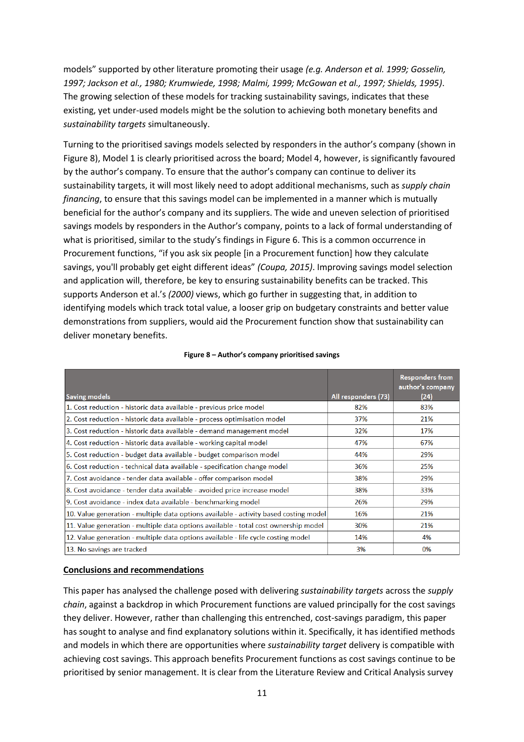models" supported by other literature promoting their usage *(e.g. Anderson et al. 1999; Gosselin, 1997; Jackson et al., 1980; Krumwiede, 1998; Malmi, 1999; McGowan et al., 1997; Shields, 1995)*. The growing selection of these models for tracking sustainability savings, indicates that these existing, yet under-used models might be the solution to achieving both monetary benefits and *sustainability targets* simultaneously.

Turning to the prioritised savings models selected by responders in the author's company (shown in Figure 8), Model 1 is clearly prioritised across the board; Model 4, however, is significantly favoured by the author's company. To ensure that the author's company can continue to deliver its sustainability targets, it will most likely need to adopt additional mechanisms, such as *supply chain financing*, to ensure that this savings model can be implemented in a manner which is mutually beneficial for the author's company and its suppliers. The wide and uneven selection of prioritised savings models by responders in the Author's company, points to a lack of formal understanding of what is prioritised, similar to the study's findings in Figure 6. This is a common occurrence in Procurement functions, "if you ask six people [in a Procurement function] how they calculate savings, you'll probably get eight different ideas" *(Coupa, 2015)*. Improving savings model selection and application will, therefore, be key to ensuring sustainability benefits can be tracked. This supports Anderson et al.'s *(2000)* views, which go further in suggesting that, in addition to identifying models which track total value, a looser grip on budgetary constraints and better value demonstrations from suppliers, would aid the Procurement function show that sustainability can deliver monetary benefits.

**Figure 8 – Author's company prioritised savings**

| Saving models | All responders (73) | Responders from author's company (24) |
|---|---|---|
| 1. Cost reduction - historic data available - previous price model | 82% | 83% |
| 2. Cost reduction - historic data available - process optimisation model | 37% | 21% |
| 3. Cost reduction - historic data available - demand management model | 32% | 17% |
| 4. Cost reduction - historic data available - working capital model | 47% | 67% |
| 5. Cost reduction - budget data available - budget comparison model | 44% | 29% |
| 6. Cost reduction - technical data available - specification change model | 36% | 25% |
| 7. Cost avoidance - tender data available - offer comparison model | 38% | 29% |
| 8. Cost avoidance - tender data available - avoided price increase model | 38% | 33% |
| 9. Cost avoidance - index data available - benchmarking model | 26% | 29% |
| 10. Value generation - multiple data options available - activity based costing model | 16% | 21% |
| 11. Value generation - multiple data options available - total cost ownership model | 30% | 21% |
| 12. Value generation - multiple data options available - life cycle costing model | 14% | 4% |
| 13. No savings are tracked | 3% | 0% |

## Conclusions and recommendations

This paper has analysed the challenge posed with delivering *sustainability targets* across the *supply chain*, against a backdrop in which Procurement functions are valued principally for the cost savings they deliver. However, rather than challenging this entrenched, cost-savings paradigm, this paper has sought to analyse and find explanatory solutions within it. Specifically, it has identified methods and models in which there are opportunities where *sustainability target* delivery is compatible with achieving cost savings. This approach benefits Procurement functions as cost savings continue to be prioritised by senior management. It is clear from the Literature Review and Critical Analysis survey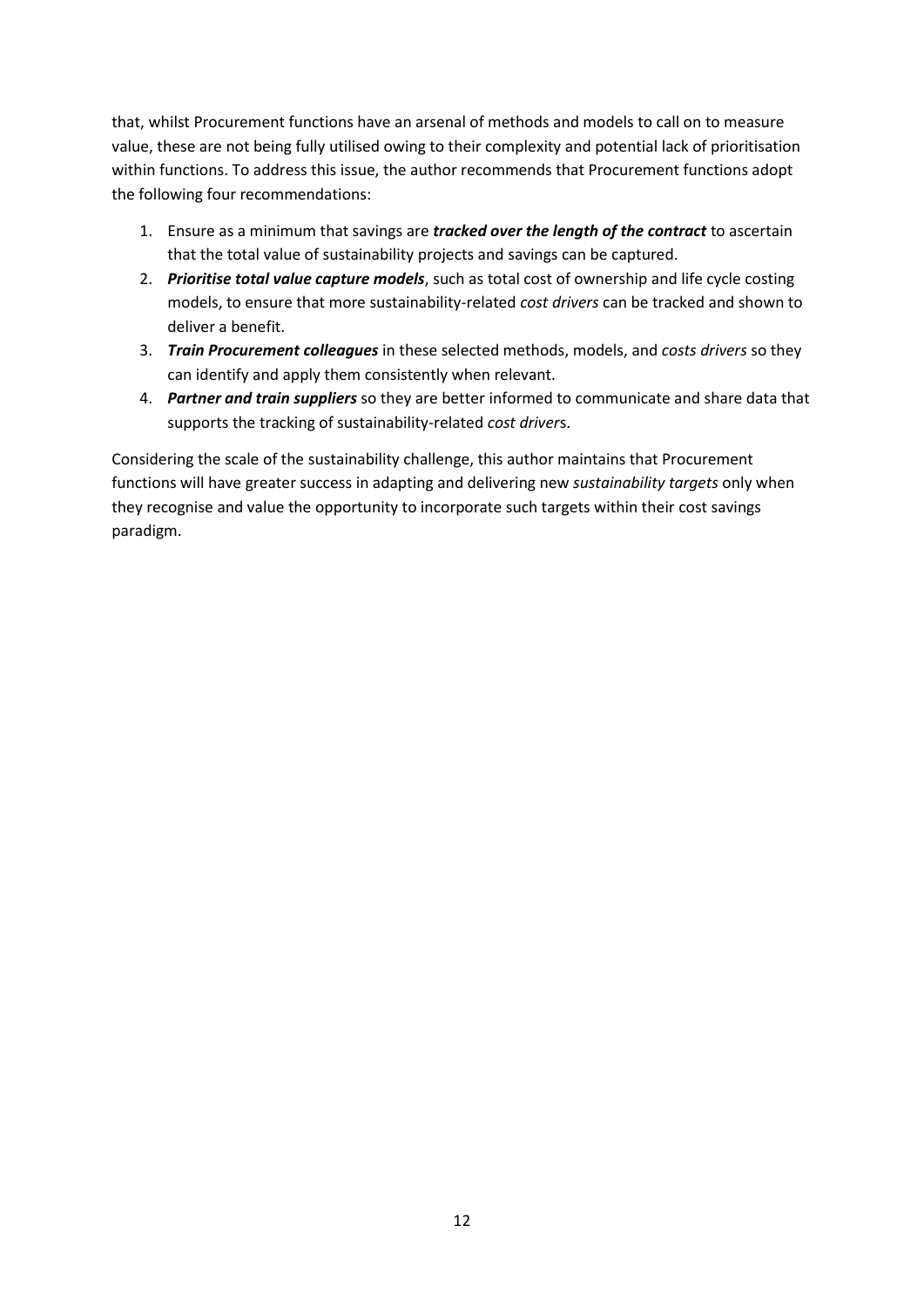that, whilst Procurement functions have an arsenal of methods and models to call on to measure value, these are not being fully utilised owing to their complexity and potential lack of prioritisation within functions. To address this issue, the author recommends that Procurement functions adopt the following four recommendations:

1. Ensure as a minimum that savings are ***tracked over the length of the contract*** to ascertain that the total value of sustainability projects and savings can be captured.
2. ***Prioritise total value capture models***, such as total cost of ownership and life cycle costing models, to ensure that more sustainability-related *cost drivers* can be tracked and shown to deliver a benefit.
3. ***Train Procurement colleagues*** in these selected methods, models, and *costs drivers* so they can identify and apply them consistently when relevant.
4. ***Partner and train suppliers*** so they are better informed to communicate and share data that supports the tracking of sustainability-related *cost driver*s.

Considering the scale of the sustainability challenge, this author maintains that Procurement functions will have greater success in adapting and delivering new *sustainability targets* only when they recognise and value the opportunity to incorporate such targets within their cost savings paradigm.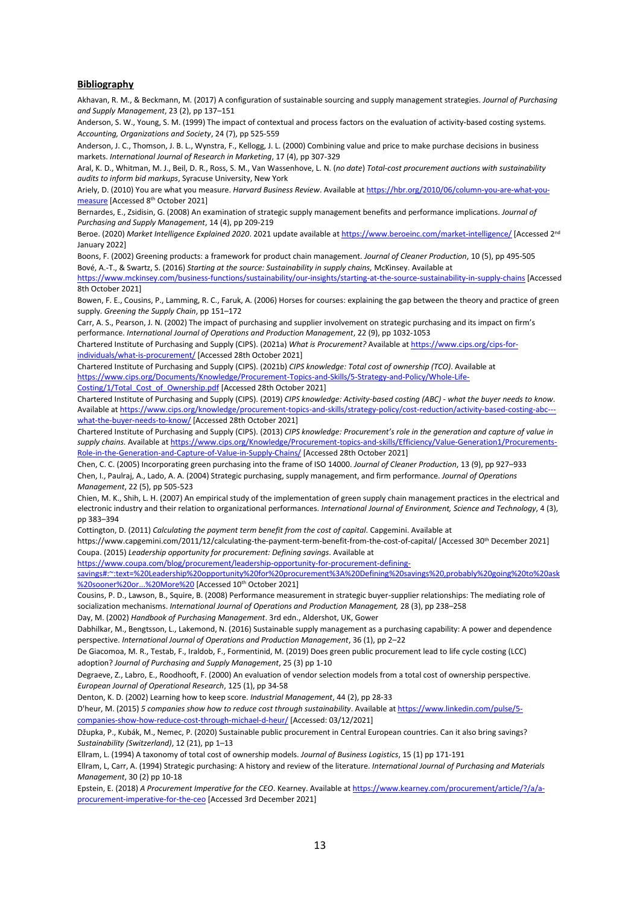## Bibliography

Akhavan, R. M., & Beckmann, M. (2017) A configuration of sustainable sourcing and supply management strategies. *Journal of Purchasing and Supply Management*, 23 (2), pp 137–151

Anderson, S. W., Young, S. M. (1999) The impact of contextual and process factors on the evaluation of activity-based costing systems. *Accounting, Organizations and Society*, 24 (7), pp 525-559

Anderson, J. C., Thomson, J. B. L., Wynstra, F., Kellogg, J. L. (2000) Combining value and price to make purchase decisions in business markets. *International Journal of Research in Marketing*, 17 (4), pp 307-329

Aral, K. D., Whitman, M. J., Beil, D. R., Ross, S. M., Van Wassenhove, L. N. (*no date*) *Total-cost procurement auctions with sustainability audits to inform bid markups*, Syracuse University, New York

Ariely, D. (2010) You are what you measure. *Harvard Business Review*. Available at https://hbr.org/2010/06/column-you-are-what-you-measure [Accessed 8th October 2021]

Bernardes, E., Zsidisin, G. (2008) An examination of strategic supply management benefits and performance implications. *Journal of Purchasing and Supply Management*, 14 (4), pp 209-219

Beroe. (2020) *Market Intelligence Explained 2020*. 2021 update available at https://www.beroeinc.com/market-intelligence/ [Accessed 2nd January 2022]

Boons, F. (2002) Greening products: a framework for product chain management. *Journal of Cleaner Production*, 10 (5), pp 495-505

Bové, A.-T., & Swartz, S. (2016) *Starting at the source: Sustainability in supply chains,* McKinsey. Available at https://www.mckinsey.com/business-functions/sustainability/our-insights/starting-at-the-source-sustainability-in-supply-chains [Accessed 8th October 2021]

Bowen, F. E., Cousins, P., Lamming, R. C., Faruk, A. (2006) Horses for courses: explaining the gap between the theory and practice of green supply. *Greening the Supply Chain*, pp 151–172

Carr, A. S., Pearson, J. N. (2002) The impact of purchasing and supplier involvement on strategic purchasing and its impact on firm's performance. *International Journal of Operations and Production Management*, 22 (9), pp 1032-1053

Chartered Institute of Purchasing and Supply (CIPS). (2021a) *What is Procurement?* Available at https://www.cips.org/cips-for-individuals/what-is-procurement/ [Accessed 28th October 2021]

Chartered Institute of Purchasing and Supply (CIPS). (2021b) *CIPS knowledge: Total cost of ownership (TCO)*. Available at https://www.cips.org/Documents/Knowledge/Procurement-Topics-and-Skills/5-Strategy-and-Policy/Whole-Life-Costing/1/Total_Cost_of_Ownership.pdf [Accessed 28th October 2021]

Chartered Institute of Purchasing and Supply (CIPS). (2019) *CIPS knowledge: Activity-based costing (ABC) - what the buyer needs to know*. Available at https://www.cips.org/knowledge/procurement-topics-and-skills/strategy-policy/cost-reduction/activity-based-costing-abc---what-the-buyer-needs-to-know/ [Accessed 28th October 2021]

Chartered Institute of Purchasing and Supply (CIPS). (2013) *CIPS knowledge: Procurement's role in the generation and capture of value in supply chains.* Available at https://www.cips.org/Knowledge/Procurement-topics-and-skills/Efficiency/Value-Generation1/Procurements-Role-in-the-Generation-and-Capture-of-Value-in-Supply-Chains/ [Accessed 28th October 2021]

Chen, C. C. (2005) Incorporating green purchasing into the frame of ISO 14000. *Journal of Cleaner Production*, 13 (9), pp 927–933

Chen, I., Paulraj, A., Lado, A. A. (2004) Strategic purchasing, supply management, and firm performance. *Journal of Operations Management*, 22 (5), pp 505-523

Chien, M. K., Shih, L. H. (2007) An empirical study of the implementation of green supply chain management practices in the electrical and electronic industry and their relation to organizational performances. *International Journal of Environment, Science and Technology*, 4 (3), pp 383–394

Cottington, D. (2011) *Calculating the payment term benefit from the cost of capital*. Capgemini. Available at https://www.capgemini.com/2011/12/calculating-the-payment-term-benefit-from-the-cost-of-capital/ [Accessed 30th December 2021]

Coupa. (2015) *Leadership opportunity for procurement: Defining savings*. Available at https://www.coupa.com/blog/procurement/leadership-opportunity-for-procurement-defining-savings#:~:text=%20Leadership%20opportunity%20for%20procurement%3A%20Defining%20savings%20,probably%20going%20to%20ask%20sooner%20or...%20More%20 [Accessed 10th October 2021]

Cousins, P. D., Lawson, B., Squire, B. (2008) Performance measurement in strategic buyer-supplier relationships: The mediating role of socialization mechanisms. *International Journal of Operations and Production Management,* 28 (3), pp 238–258

Day, M. (2002) *Handbook of Purchasing Management*. 3rd edn., Aldershot, UK, Gower

Dabhilkar, M., Bengtsson, L., Lakemond, N. (2016) Sustainable supply management as a purchasing capability: A power and dependence perspective. *International Journal of Operations and Production Management*, 36 (1), pp 2–22

De Giacomoa, M. R., Testab, F., Iraldob, F., Formentind, M. (2019) Does green public procurement lead to life cycle costing (LCC) adoption? *Journal of Purchasing and Supply Management*, 25 (3) pp 1-10

Degraeve, Z., Labro, E., Roodhooft, F. (2000) An evaluation of vendor selection models from a total cost of ownership perspective. *European Journal of Operational Research*, 125 (1), pp 34-58

Denton, K. D. (2002) Learning how to keep score. *Industrial Management*, 44 (2), pp 28-33

D'heur, M. (2015) *5 companies show how to reduce cost through sustainability*. Available at https://www.linkedin.com/pulse/5-companies-show-how-reduce-cost-through-michael-d-heur/ [Accessed: 03/12/2021]

Džupka, P., Kubák, M., Nemec, P. (2020) Sustainable public procurement in Central European countries. Can it also bring savings? *Sustainability (Switzerland)*, 12 (21), pp 1–13

Ellram, L. (1994) A taxonomy of total cost of ownership models. *Journal of Business Logistics*, 15 (1) pp 171-191

Ellram, L, Carr, A. (1994) Strategic purchasing: A history and review of the literature. *International Journal of Purchasing and Materials Management*, 30 (2) pp 10-18

Epstein, E. (2018) *A Procurement Imperative for the CEO*. Kearney. Available at https://www.kearney.com/procurement/article/?/a/a-procurement-imperative-for-the-ceo [Accessed 3rd December 2021]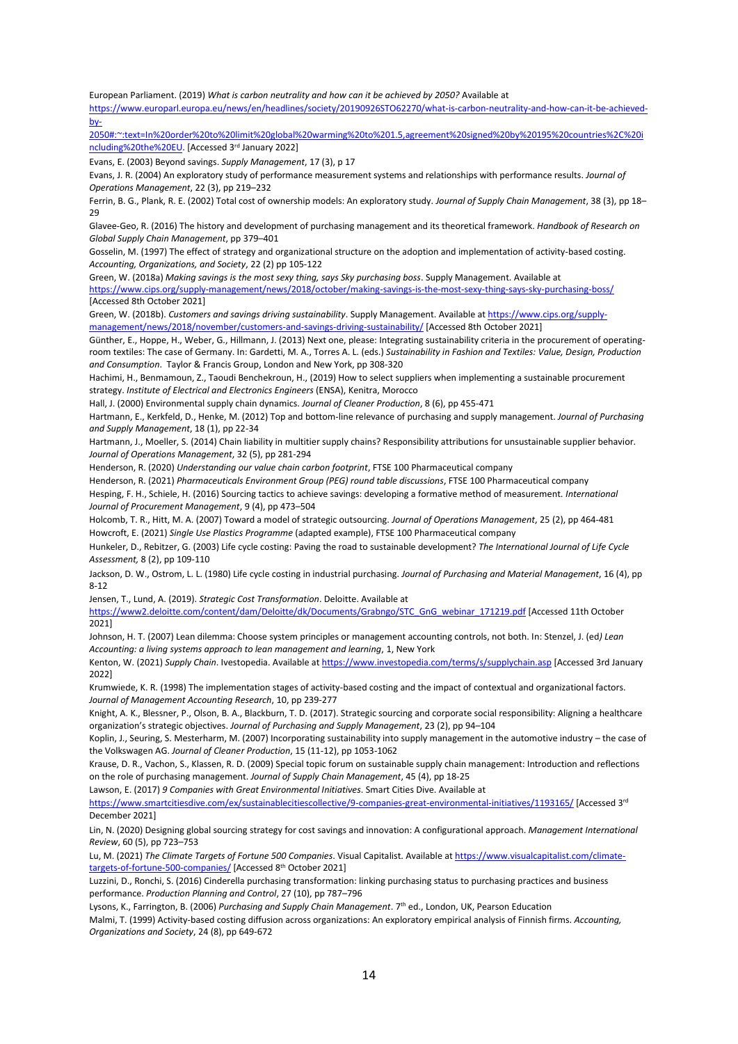European Parliament. (2019) *What is carbon neutrality and how can it be achieved by 2050?* Available at https://www.europarl.europa.eu/news/en/headlines/society/20190926STO62270/what-is-carbon-neutrality-and-how-can-it-be-achieved-by-2050#:~:text=In%20order%20to%20limit%20global%20warming%20to%201.5,agreement%20signed%20by%20195%20countries%2C%20including%20the%20EU. [Accessed 3rd January 2022]

Evans, E. (2003) Beyond savings. *Supply Management*, 17 (3), p 17

Evans, J. R. (2004) An exploratory study of performance measurement systems and relationships with performance results. *Journal of Operations Management*, 22 (3), pp 219–232

Ferrin, B. G., Plank, R. E. (2002) Total cost of ownership models: An exploratory study. *Journal of Supply Chain Management*, 38 (3), pp 18–29

Glavee-Geo, R. (2016) The history and development of purchasing management and its theoretical framework. *Handbook of Research on Global Supply Chain Management*, pp 379–401

Gosselin, M. (1997) The effect of strategy and organizational structure on the adoption and implementation of activity-based costing. *Accounting, Organizations, and Society*, 22 (2) pp 105-122

Green, W. (2018a) *Making savings is the most sexy thing, says Sky purchasing boss*. Supply Management. Available at https://www.cips.org/supply-management/news/2018/october/making-savings-is-the-most-sexy-thing-says-sky-purchasing-boss/ [Accessed 8th October 2021]

Green, W. (2018b). *Customers and savings driving sustainability*. Supply Management. Available at https://www.cips.org/supply-management/news/2018/november/customers-and-savings-driving-sustainability/ [Accessed 8th October 2021]

Günther, E., Hoppe, H., Weber, G., Hillmann, J. (2013) Next one, please: Integrating sustainability criteria in the procurement of operating-room textiles: The case of Germany. In: Gardetti, M. A., Torres A. L. (eds.) *Sustainability in Fashion and Textiles: Value, Design, Production and Consumption*. Taylor & Francis Group, London and New York, pp 308-320

Hachimi, H., Benmamoun, Z., Taoudi Benchekroun, H., (2019) How to select suppliers when implementing a sustainable procurement strategy. *Institute of Electrical and Electronics Engineers* (ENSA), Kenitra, Morocco

Hall, J. (2000) Environmental supply chain dynamics. *Journal of Cleaner Production*, 8 (6), pp 455-471

Hartmann, E., Kerkfeld, D., Henke, M. (2012) Top and bottom-line relevance of purchasing and supply management. *Journal of Purchasing and Supply Management*, 18 (1), pp 22-34

Hartmann, J., Moeller, S. (2014) Chain liability in multitier supply chains? Responsibility attributions for unsustainable supplier behavior. *Journal of Operations Management*, 32 (5), pp 281-294

Henderson, R. (2020) *Understanding our value chain carbon footprint*, FTSE 100 Pharmaceutical company

Henderson, R. (2021) *Pharmaceuticals Environment Group (PEG) round table discussions*, FTSE 100 Pharmaceutical company

Hesping, F. H., Schiele, H. (2016) Sourcing tactics to achieve savings: developing a formative method of measurement. *International Journal of Procurement Management*, 9 (4), pp 473–504

Holcomb, T. R., Hitt, M. A. (2007) Toward a model of strategic outsourcing. *Journal of Operations Management*, 25 (2), pp 464-481

Howcroft, E. (2021) *Single Use Plastics Programme* (adapted example), FTSE 100 Pharmaceutical company

Hunkeler, D., Rebitzer, G. (2003) Life cycle costing: Paving the road to sustainable development? *The International Journal of Life Cycle Assessment,* 8 (2), pp 109-110

Jackson, D. W., Ostrom, L. L. (1980) Life cycle costing in industrial purchasing. *Journal of Purchasing and Material Management*, 16 (4), pp 8-12

Jensen, T., Lund, A. (2019). *Strategic Cost Transformation*. Deloitte. Available at https://www2.deloitte.com/content/dam/Deloitte/dk/Documents/Grabngo/STC_GnG_webinar_171219.pdf [Accessed 11th October 2021]

Johnson, H. T. (2007) Lean dilemma: Choose system principles or management accounting controls, not both. In: Stenzel, J. (ed*) Lean Accounting: a living systems approach to lean management and learning*, 1, New York

Kenton, W. (2021) *Supply Chain*. Ivestopedia. Available at https://www.investopedia.com/terms/s/supplychain.asp [Accessed 3rd January 2022]

Krumwiede, K. R. (1998) The implementation stages of activity-based costing and the impact of contextual and organizational factors. *Journal of Management Accounting Research*, 10, pp 239-277

Knight, A. K., Blessner, P., Olson, B. A., Blackburn, T. D. (2017). Strategic sourcing and corporate social responsibility: Aligning a healthcare organization's strategic objectives. *Journal of Purchasing and Supply Management*, 23 (2), pp 94–104

Koplin, J., Seuring, S. Mesterharm, M. (2007) Incorporating sustainability into supply management in the automotive industry – the case of the Volkswagen AG. *Journal of Cleaner Production*, 15 (11-12), pp 1053-1062

Krause, D. R., Vachon, S., Klassen, R. D. (2009) Special topic forum on sustainable supply chain management: Introduction and reflections on the role of purchasing management. *Journal of Supply Chain Management*, 45 (4), pp 18-25

Lawson, E. (2017) *9 Companies with Great Environmental Initiatives*. Smart Cities Dive. Available at https://www.smartcitiesdive.com/ex/sustainablecitiescollective/9-companies-great-environmental-initiatives/1193165/ [Accessed 3rd December 2021]

Lin, N. (2020) Designing global sourcing strategy for cost savings and innovation: A configurational approach. *Management International Review*, 60 (5), pp 723–753

Lu, M. (2021) *The Climate Targets of Fortune 500 Companies*. Visual Capitalist. Available at https://www.visualcapitalist.com/climate-targets-of-fortune-500-companies/ [Accessed 8th October 2021]

Luzzini, D., Ronchi, S. (2016) Cinderella purchasing transformation: linking purchasing status to purchasing practices and business performance. *Production Planning and Control*, 27 (10), pp 787–796

Lysons, K., Farrington, B. (2006) *Purchasing and Supply Chain Management*. 7th ed., London, UK, Pearson Education

Malmi, T. (1999) Activity-based costing diffusion across organizations: An exploratory empirical analysis of Finnish firms. *Accounting, Organizations and Society*, 24 (8), pp 649-672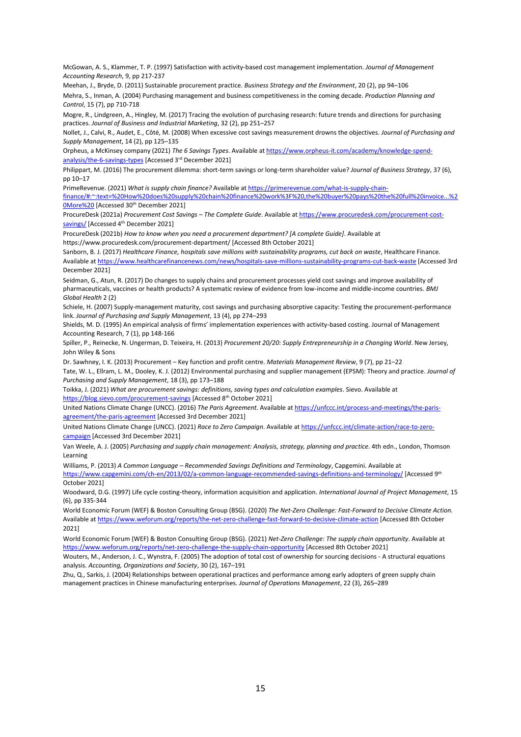McGowan, A. S., Klammer, T. P. (1997) Satisfaction with activity-based cost management implementation. *Journal of Management Accounting Research*, 9, pp 217-237

Meehan, J., Bryde, D. (2011) Sustainable procurement practice. *Business Strategy and the Environment*, 20 (2), pp 94–106

Mehra, S., Inman, A. (2004) Purchasing management and business competitiveness in the coming decade. *Production Planning and Control*, 15 (7), pp 710-718

Mogre, R., Lindgreen, A., Hingley, M. (2017) Tracing the evolution of purchasing research: future trends and directions for purchasing practices. *Journal of Business and Industrial Marketing*, 32 (2), pp 251–257

Nollet, J., Calvi, R., Audet, E., Côté, M. (2008) When excessive cost savings measurement drowns the objectives. *Journal of Purchasing and Supply Management*, 14 (2), pp 125–135

Orpheus, a McKinsey company (2021) *The 6 Savings Types*. Available at https://www.orpheus-it.com/academy/knowledge-spend-analysis/the-6-savings-types [Accessed 3rd December 2021]

Philippart, M. (2016) The procurement dilemma: short-term savings or long-term shareholder value? *Journal of Business Strategy*, 37 (6), pp 10–17

PrimeRevenue. (2021) *What is supply chain finance?* Available at https://primerevenue.com/what-is-supply-chain-finance/#:~:text=%20How%20does%20supply%20chain%20finance%20work%3F%20,the%20buyer%20pays%20the%20full%20invoice...%20More%20 [Accessed 30th December 2021]

ProcureDesk (2021a) *Procurement Cost Savings – The Complete Guide*. Available at https://www.procuredesk.com/procurement-cost-savings/ [Accessed 4th December 2021]

ProcureDesk (2021b) *How to know when you need a procurement department? [A complete Guide]*. Available at https://www.procuredesk.com/procurement-department/ [Accessed 8th October 2021]

Sanborn, B. J. (2017) *Healthcare Finance, hospitals save millions with sustainability programs, cut back on waste*, Healthcare Finance. Available at https://www.healthcarefinancenews.com/news/hospitals-save-millions-sustainability-programs-cut-back-waste [Accessed 3rd December 2021]

Seidman, G., Atun, R. (2017) Do changes to supply chains and procurement processes yield cost savings and improve availability of pharmaceuticals, vaccines or health products? A systematic review of evidence from low-income and middle-income countries. *BMJ Global Health* 2 (2)

Schiele, H. (2007) Supply-management maturity, cost savings and purchasing absorptive capacity: Testing the procurement-performance link. *Journal of Purchasing and Supply Management*, 13 (4), pp 274–293

Shields, M. D. (1995) An empirical analysis of firms' implementation experiences with activity-based costing. Journal of Management Accounting Research, 7 (1), pp 148-166

Spiller, P., Reinecke, N. Ungerman, D. Teixeira, H. (2013) *Procurement 20/20: Supply Entrepreneurship in a Changing World*. New Jersey, John Wiley & Sons

Dr. Sawhney, I. K. (2013) Procurement – Key function and profit centre. *Materials Management Review*, 9 (7), pp 21–22

Tate, W. L., Ellram, L. M., Dooley, K. J. (2012) Environmental purchasing and supplier management (EPSM): Theory and practice. *Journal of Purchasing and Supply Management*, 18 (3), pp 173–188

Toikka, J. (2021) *What are procurement savings: definitions, saving types and calculation examples*. Sievo. Available at https://blog.sievo.com/procurement-savings [Accessed 8th October 2021]

United Nations Climate Change (UNCC). (2016) *The Paris Agreement*. Available at https://unfccc.int/process-and-meetings/the-paris-agreement/the-paris-agreement [Accessed 3rd December 2021]

United Nations Climate Change (UNCC). (2021) *Race to Zero Campaign*. Available at https://unfccc.int/climate-action/race-to-zero-campaign [Accessed 3rd December 2021]

Van Weele, A. J. (2005) *Purchasing and supply chain management: Analysis, strategy, planning and practice*. 4th edn., London, Thomson Learning

Williams, P. (2013) *A Common Language – Recommended Savings Definitions and Terminology*, Capgemini. Available at https://www.capgemini.com/ch-en/2013/02/a-common-language-recommended-savings-definitions-and-terminology/ [Accessed 9th October 2021]

Woodward, D.G. (1997) Life cycle costing-theory, information acquisition and application. *International Journal of Project Management*, 15 (6), pp 335-344

World Economic Forum (WEF) & Boston Consulting Group (BSG). (2020) *The Net-Zero Challenge: Fast-Forward to Decisive Climate Action.* Available at https://www.weforum.org/reports/the-net-zero-challenge-fast-forward-to-decisive-climate-action [Accessed 8th October 2021]

World Economic Forum (WEF) & Boston Consulting Group (BSG). (2021) *Net-Zero Challenge: The supply chain opportunity*. Available at https://www.weforum.org/reports/net-zero-challenge-the-supply-chain-opportunity [Accessed 8th October 2021]

Wouters, M., Anderson, J. C., Wynstra, F. (2005) The adoption of total cost of ownership for sourcing decisions - A structural equations analysis. *Accounting, Organizations and Society*, 30 (2), 167–191

Zhu, Q., Sarkis, J. (2004) Relationships between operational practices and performance among early adopters of green supply chain management practices in Chinese manufacturing enterprises. *Journal of Operations Management*, 22 (3), 265–289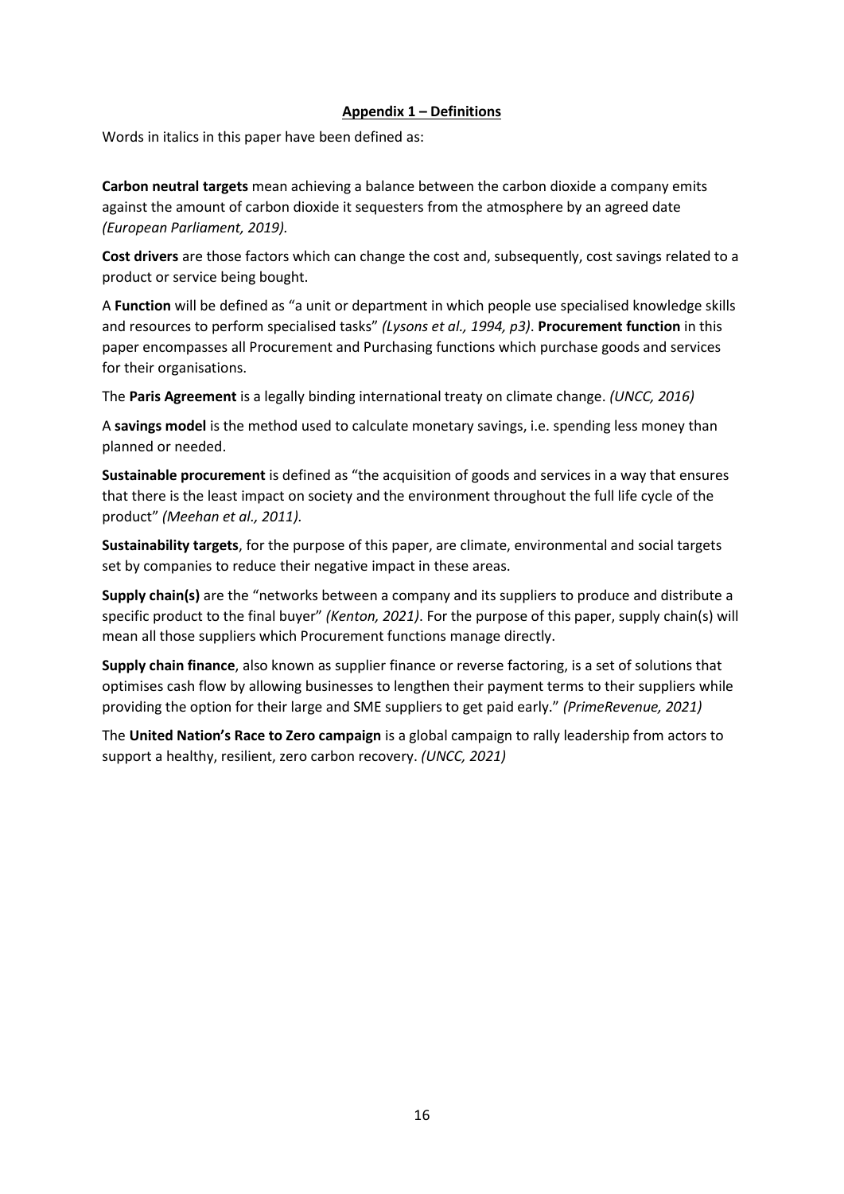## Appendix 1 – Definitions

Words in italics in this paper have been defined as:

**Carbon neutral targets** mean achieving a balance between the carbon dioxide a company emits against the amount of carbon dioxide it sequesters from the atmosphere by an agreed date *(European Parliament, 2019).*

**Cost drivers** are those factors which can change the cost and, subsequently, cost savings related to a product or service being bought.

A **Function** will be defined as "a unit or department in which people use specialised knowledge skills and resources to perform specialised tasks" *(Lysons et al., 1994, p3)*. **Procurement function** in this paper encompasses all Procurement and Purchasing functions which purchase goods and services for their organisations.

The **Paris Agreement** is a legally binding international treaty on climate change. *(UNCC, 2016)*

A **savings model** is the method used to calculate monetary savings, i.e. spending less money than planned or needed.

**Sustainable procurement** is defined as "the acquisition of goods and services in a way that ensures that there is the least impact on society and the environment throughout the full life cycle of the product" *(Meehan et al., 2011).*

**Sustainability targets**, for the purpose of this paper, are climate, environmental and social targets set by companies to reduce their negative impact in these areas.

**Supply chain(s)** are the "networks between a company and its suppliers to produce and distribute a specific product to the final buyer" *(Kenton, 2021)*. For the purpose of this paper, supply chain(s) will mean all those suppliers which Procurement functions manage directly.

**Supply chain finance**, also known as supplier finance or reverse factoring, is a set of solutions that optimises cash flow by allowing businesses to lengthen their payment terms to their suppliers while providing the option for their large and SME suppliers to get paid early." *(PrimeRevenue, 2021)*

The **United Nation's Race to Zero campaign** is a global campaign to rally leadership from actors to support a healthy, resilient, zero carbon recovery. *(UNCC, 2021)*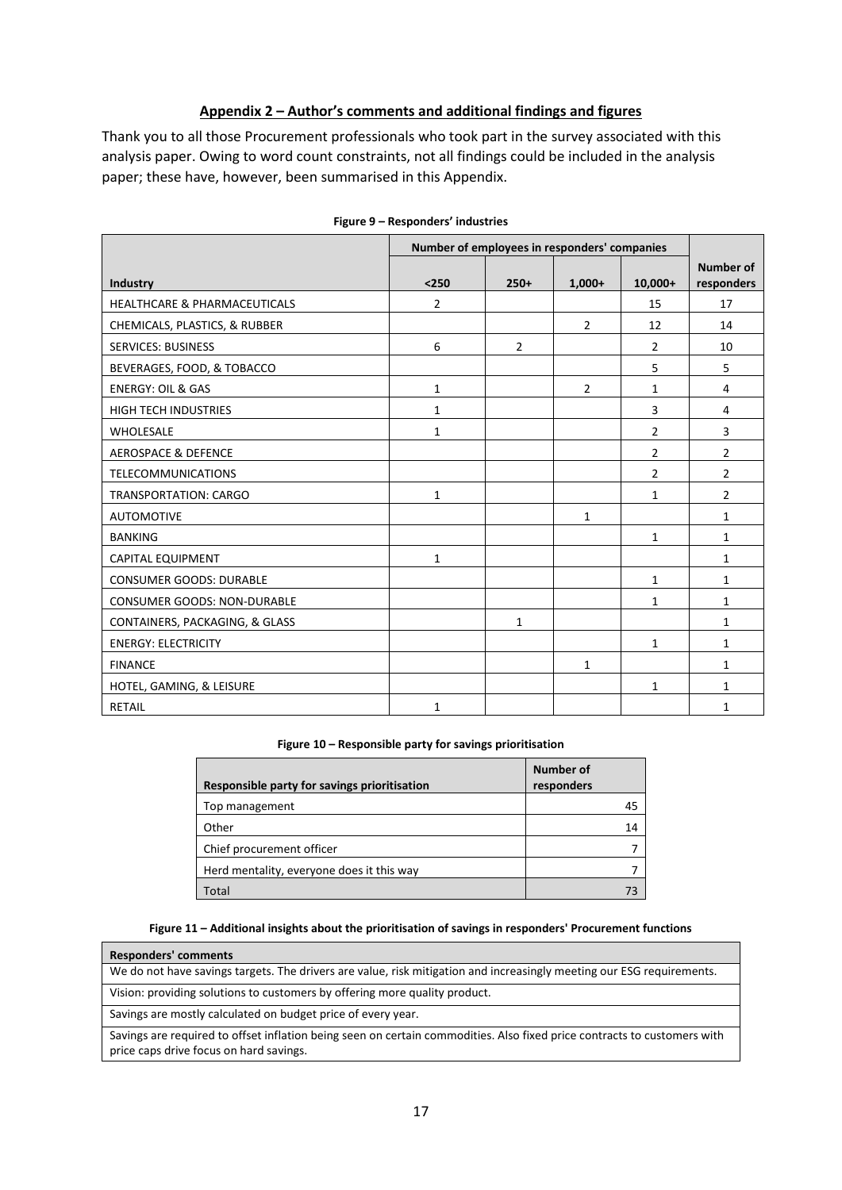## Appendix 2 – Author's comments and additional findings and figures

Thank you to all those Procurement professionals who took part in the survey associated with this analysis paper. Owing to word count constraints, not all findings could be included in the analysis paper; these have, however, been summarised in this Appendix.

**Figure 9 – Responders' industries**

| | Number of employees in responders' companies | | | | |
|---|---|---|---|---|---|
| **Industry** | **<250** | **250+** | **1,000+** | **10,000+** | **Number of responders** |
| HEALTHCARE & PHARMACEUTICALS | 2 | | | 15 | 17 |
| CHEMICALS, PLASTICS, & RUBBER | | | 2 | 12 | 14 |
| SERVICES: BUSINESS | 6 | 2 | | 2 | 10 |
| BEVERAGES, FOOD, & TOBACCO | | | | 5 | 5 |
| ENERGY: OIL & GAS | 1 | | 2 | 1 | 4 |
| HIGH TECH INDUSTRIES | 1 | | | 3 | 4 |
| WHOLESALE | 1 | | | 2 | 3 |
| AEROSPACE & DEFENCE | | | | 2 | 2 |
| TELECOMMUNICATIONS | | | | 2 | 2 |
| TRANSPORTATION: CARGO | 1 | | | 1 | 2 |
| AUTOMOTIVE | | | 1 | | 1 |
| BANKING | | | | 1 | 1 |
| CAPITAL EQUIPMENT | 1 | | | | 1 |
| CONSUMER GOODS: DURABLE | | | | 1 | 1 |
| CONSUMER GOODS: NON-DURABLE | | | | 1 | 1 |
| CONTAINERS, PACKAGING, & GLASS | | 1 | | | 1 |
| ENERGY: ELECTRICITY | | | | 1 | 1 |
| FINANCE | | | 1 | | 1 |
| HOTEL, GAMING, & LEISURE | | | | 1 | 1 |
| RETAIL | 1 | | | | 1 |

**Figure 10 – Responsible party for savings prioritisation**

| Responsible party for savings prioritisation | Number of responders |
|---|---|
| Top management | 45 |
| Other | 14 |
| Chief procurement officer | 7 |
| Herd mentality, everyone does it this way | 7 |
| Total | 73 |

**Figure 11 – Additional insights about the prioritisation of savings in responders' Procurement functions**

| Responders' comments |
|---|
| We do not have savings targets. The drivers are value, risk mitigation and increasingly meeting our ESG requirements. |
| Vision: providing solutions to customers by offering more quality product. |
| Savings are mostly calculated on budget price of every year. |
| Savings are required to offset inflation being seen on certain commodities. Also fixed price contracts to customers with price caps drive focus on hard savings. |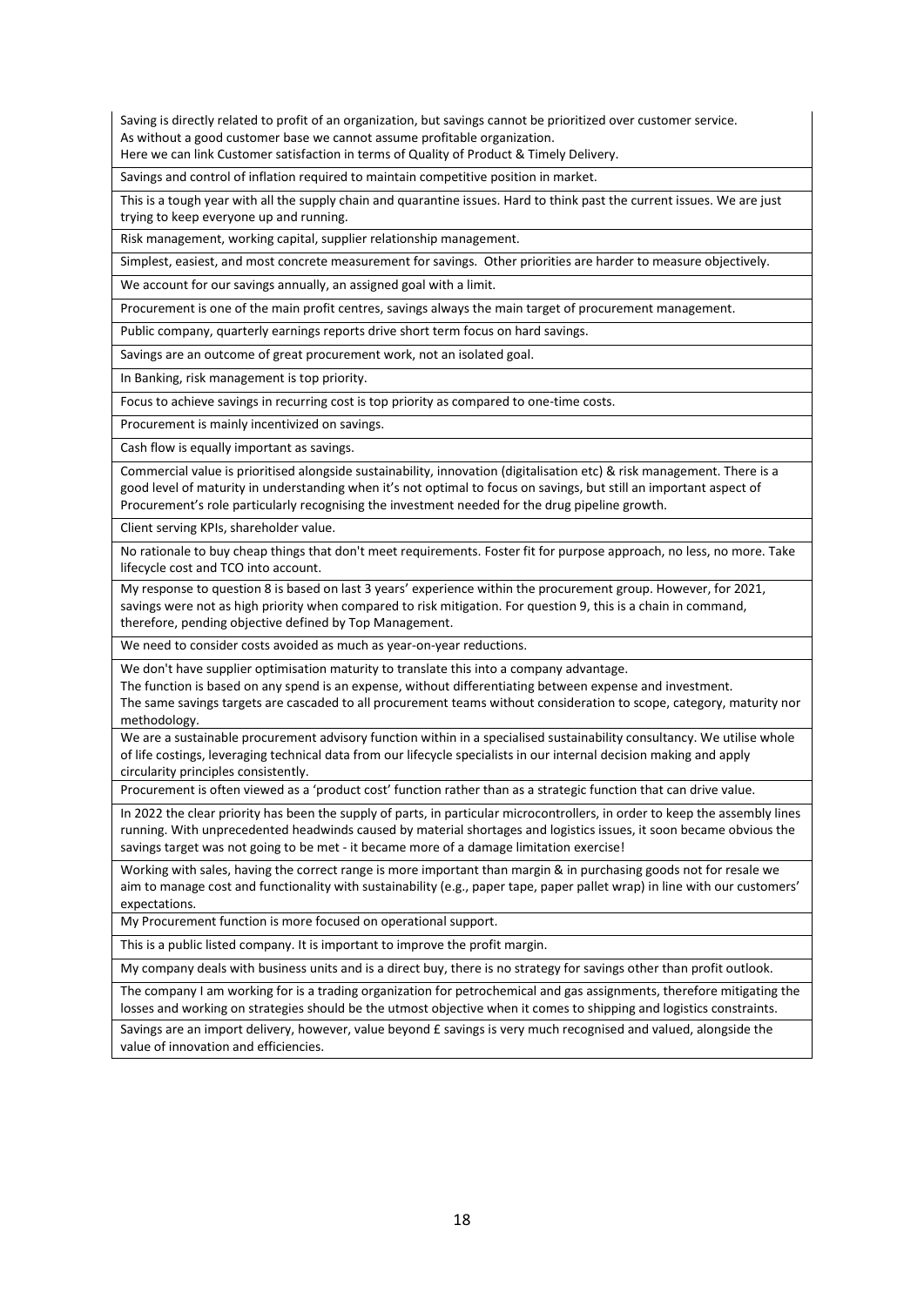| |
|---|
| Saving is directly related to profit of an organization, but savings cannot be prioritized over customer service. As without a good customer base we cannot assume profitable organization. Here we can link Customer satisfaction in terms of Quality of Product & Timely Delivery. |
| Savings and control of inflation required to maintain competitive position in market. |
| This is a tough year with all the supply chain and quarantine issues. Hard to think past the current issues. We are just trying to keep everyone up and running. |
| Risk management, working capital, supplier relationship management. |
| Simplest, easiest, and most concrete measurement for savings. Other priorities are harder to measure objectively. |
| We account for our savings annually, an assigned goal with a limit. |
| Procurement is one of the main profit centres, savings always the main target of procurement management. |
| Public company, quarterly earnings reports drive short term focus on hard savings. |
| Savings are an outcome of great procurement work, not an isolated goal. |
| In Banking, risk management is top priority. |
| Focus to achieve savings in recurring cost is top priority as compared to one-time costs. |
| Procurement is mainly incentivized on savings. |
| Cash flow is equally important as savings. |
| Commercial value is prioritised alongside sustainability, innovation (digitalisation etc) & risk management. There is a good level of maturity in understanding when it's not optimal to focus on savings, but still an important aspect of Procurement's role particularly recognising the investment needed for the drug pipeline growth. |
| Client serving KPIs, shareholder value. |
| No rationale to buy cheap things that don't meet requirements. Foster fit for purpose approach, no less, no more. Take lifecycle cost and TCO into account. |
| My response to question 8 is based on last 3 years' experience within the procurement group. However, for 2021, savings were not as high priority when compared to risk mitigation. For question 9, this is a chain in command, therefore, pending objective defined by Top Management. |
| We need to consider costs avoided as much as year-on-year reductions. |
| We don't have supplier optimisation maturity to translate this into a company advantage. The function is based on any spend is an expense, without differentiating between expense and investment. The same savings targets are cascaded to all procurement teams without consideration to scope, category, maturity nor methodology. |
| We are a sustainable procurement advisory function within in a specialised sustainability consultancy. We utilise whole of life costings, leveraging technical data from our lifecycle specialists in our internal decision making and apply circularity principles consistently. |
| Procurement is often viewed as a 'product cost' function rather than as a strategic function that can drive value. |
| In 2022 the clear priority has been the supply of parts, in particular microcontrollers, in order to keep the assembly lines running. With unprecedented headwinds caused by material shortages and logistics issues, it soon became obvious the savings target was not going to be met - it became more of a damage limitation exercise! |
| Working with sales, having the correct range is more important than margin & in purchasing goods not for resale we aim to manage cost and functionality with sustainability (e.g., paper tape, paper pallet wrap) in line with our customers' expectations. |
| My Procurement function is more focused on operational support. |
| This is a public listed company. It is important to improve the profit margin. |
| My company deals with business units and is a direct buy, there is no strategy for savings other than profit outlook. |
| The company I am working for is a trading organization for petrochemical and gas assignments, therefore mitigating the losses and working on strategies should be the utmost objective when it comes to shipping and logistics constraints. |
| Savings are an import delivery, however, value beyond £ savings is very much recognised and valued, alongside the value of innovation and efficiencies. |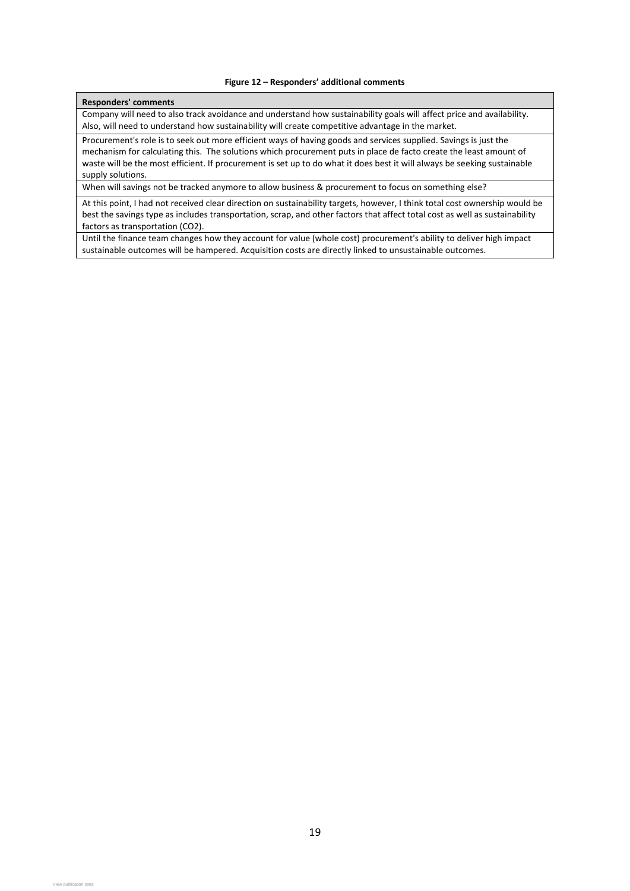**Figure 12 – Responders' additional comments**

| Responders' comments |
|---|
| Company will need to also track avoidance and understand how sustainability goals will affect price and availability. Also, will need to understand how sustainability will create competitive advantage in the market. |
| Procurement's role is to seek out more efficient ways of having goods and services supplied. Savings is just the mechanism for calculating this. The solutions which procurement puts in place de facto create the least amount of waste will be the most efficient. If procurement is set up to do what it does best it will always be seeking sustainable supply solutions. |
| When will savings not be tracked anymore to allow business & procurement to focus on something else? |
| At this point, I had not received clear direction on sustainability targets, however, I think total cost ownership would be best the savings type as includes transportation, scrap, and other factors that affect total cost as well as sustainability factors as transportation ($CO_2$). |
| Until the finance team changes how they account for value (whole cost) procurement's ability to deliver high impact sustainable outcomes will be hampered. Acquisition costs are directly linked to unsustainable outcomes. |